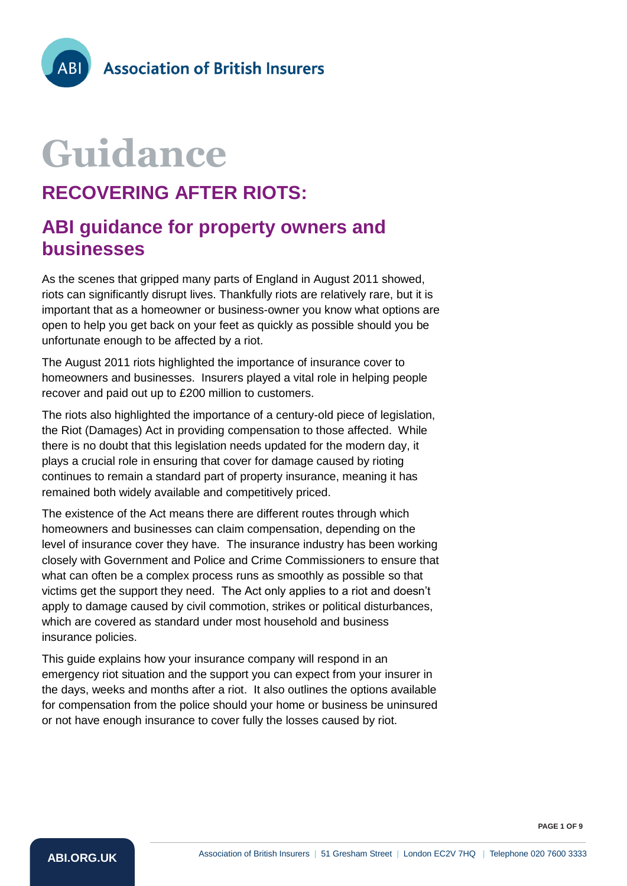Association of British Insurers

# Guidance

## RECOVERING AFTER RIOTS:

## ABI guidance for property owners and businesses

As the scenes that gripped many parts of England in August 2011 showed, riots can significantly disrupt lives. Thankfully riots are relatively rare, but it is important that as a homeowner or business-owner you know what options are open to help you get back on your feet as quickly as possible should you be unfortunate enough to be affected by a riot.

The August 2011 riots highlighted the importance of insurance cover to homeowners and businesses. Insurers played a vital role in helping people recover and paid out up to £200 million to customers.

The riots also highlighted the importance of a century-old piece of legislation, the Riot (Damages) Act in providing compensation to those affected. While there is no doubt that this legislation needs updated for the modern day, it plays a crucial role in ensuring that cover for damage caused by rioting continues to remain a standard part of property insurance, meaning it has remained both widely available and competitively priced.

The existence of the Act means there are different routes through which homeowners and businesses can claim compensation, depending on the level of insurance cover they have. The insurance industry has been working closely with Government and Police and Crime Commissioners to ensure that what can often be a complex process runs as smoothly as possible so that victims get the support they need. The Act only applies to a riot and doesn't apply to damage caused by civil commotion, strikes or political disturbances, which are covered as standard under most household and business insurance policies.

This guide explains how your insurance company will respond in an emergency riot situation and the support you can expect from your insurer in the days, weeks and months after a riot. It also outlines the options available for compensation from the police should your home or business be uninsured or not have enough insurance to cover fully the losses caused by riot.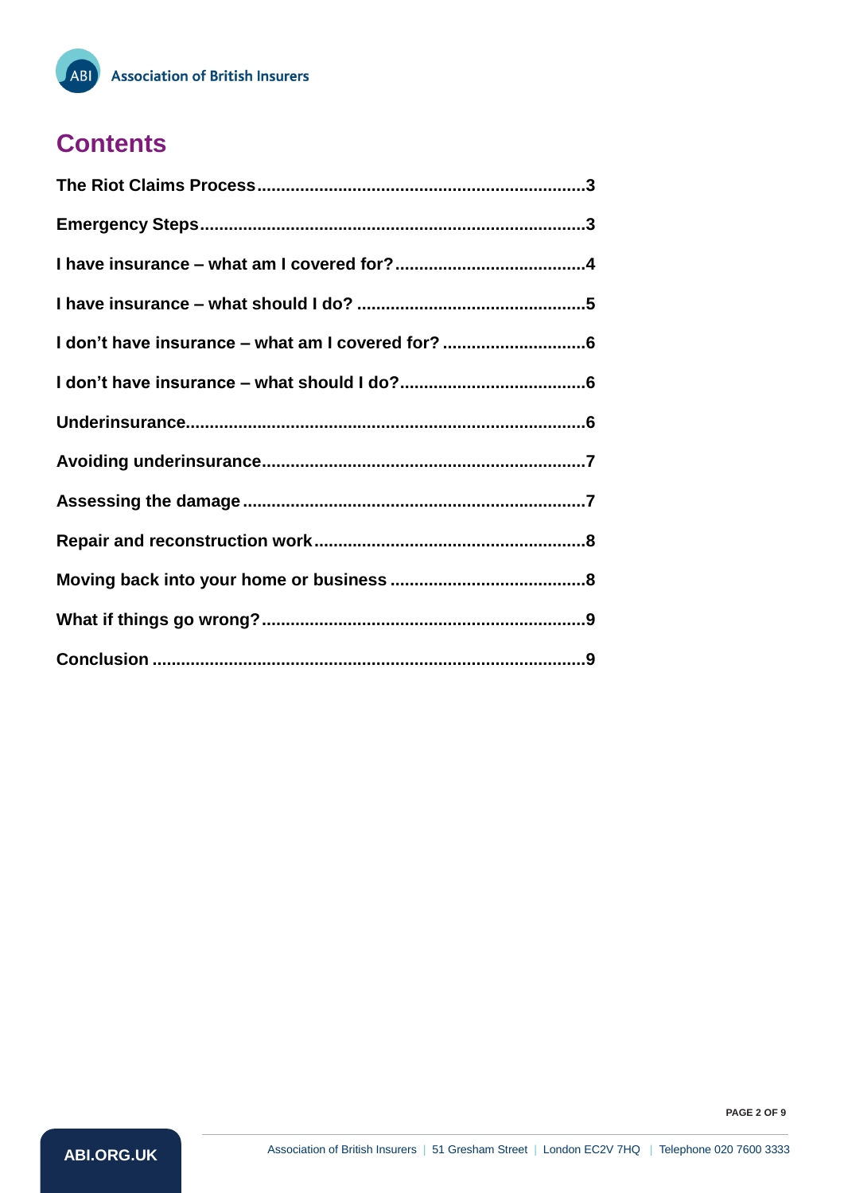# Contents

| | |
|---|---|
| **The Riot Claims Process** | **3** |
| **Emergency Steps** | **3** |
| **I have insurance – what am I covered for?** | **4** |
| **I have insurance – what should I do?** | **5** |
| **I don't have insurance – what am I covered for?** | **6** |
| **I don't have insurance – what should I do?** | **6** |
| **Underinsurance** | **6** |
| **Avoiding underinsurance** | **7** |
| **Assessing the damage** | **7** |
| **Repair and reconstruction work** | **8** |
| **Moving back into your home or business** | **8** |
| **What if things go wrong?** | **9** |
| **Conclusion** | **9** |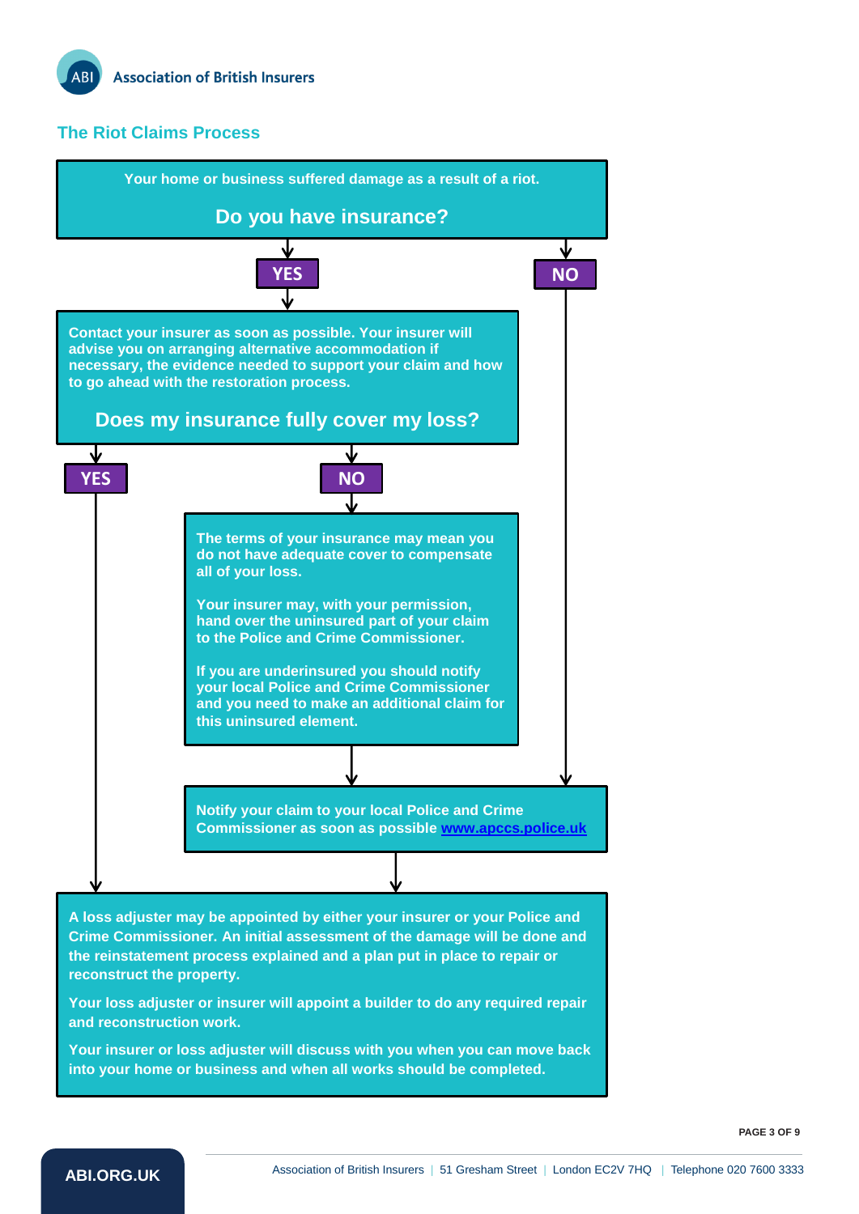Association of British Insurers

## The Riot Claims Process

Your home or business suffered damage as a result of a riot.

**Do you have insurance?**

**YES**

Contact your insurer as soon as possible. Your insurer will advise you on arranging alternative accommodation if necessary, the evidence needed to support your claim and how to go ahead with the restoration process.

**Does my insurance fully cover my loss?**

- **YES** → go to the final step (loss adjuster).
- **NO**:

  The terms of your insurance may mean you do not have adequate cover to compensate all of your loss.

  Your insurer may, with your permission, hand over the uninsured part of your claim to the Police and Crime Commissioner.

  If you are underinsured you should notify your local Police and Crime Commissioner and you need to make an additional claim for this uninsured element.

  → Notify your claim to your local Police and Crime Commissioner (see below).

**NO** (no insurance):

Notify your claim to your local Police and Crime Commissioner as soon as possible [www.apccs.police.uk](http://www.apccs.police.uk)

**Final step:**

A loss adjuster may be appointed by either your insurer or your Police and Crime Commissioner. An initial assessment of the damage will be done and the reinstatement process explained and a plan put in place to repair or reconstruct the property.

Your loss adjuster or insurer will appoint a builder to do any required repair and reconstruction work.

Your insurer or loss adjuster will discuss with you when you can move back into your home or business and when all works should be completed.

ABI.ORG.UK

Association of British Insurers | 51 Gresham Street | London EC2V 7HQ | Telephone 020 7600 3333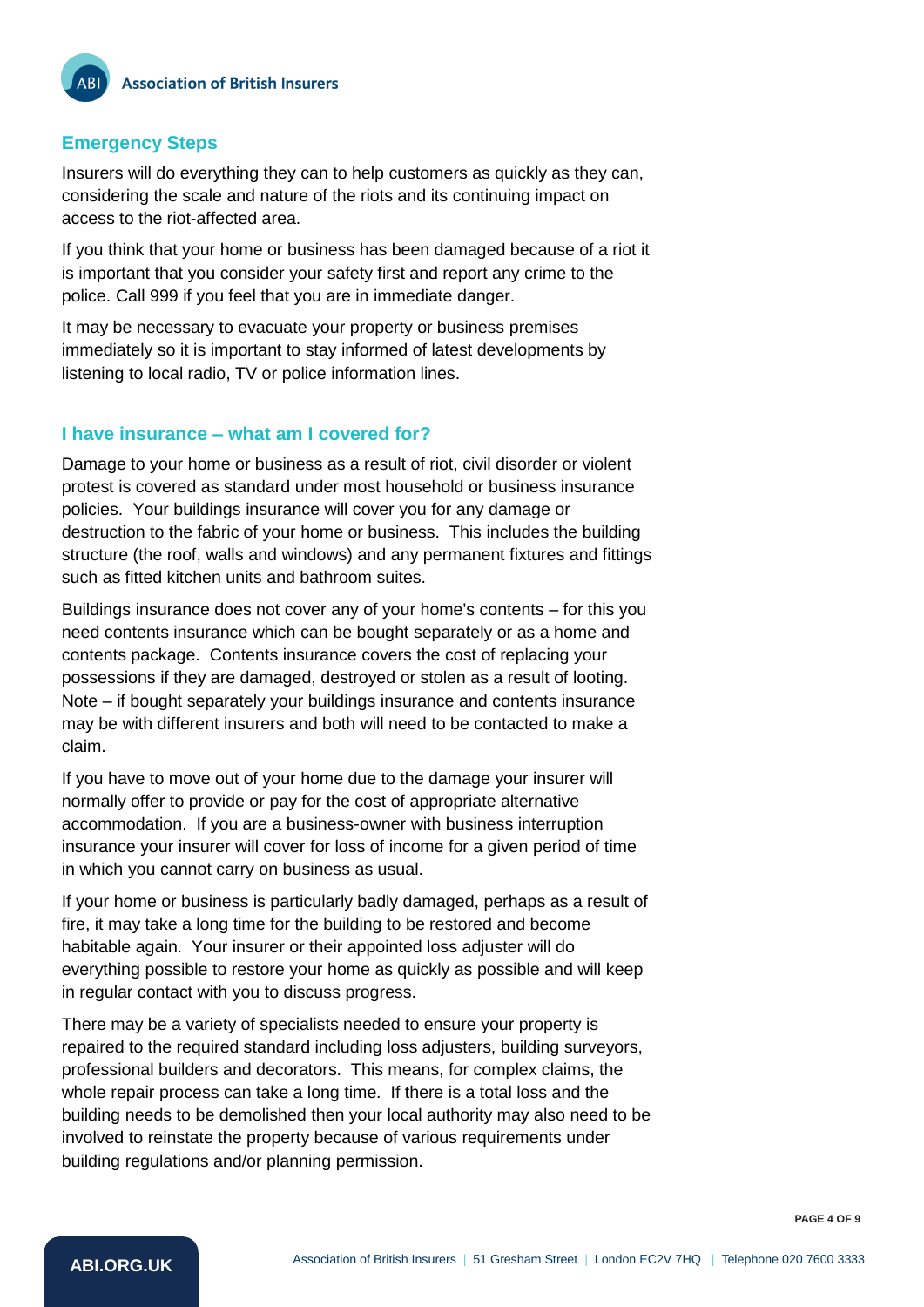## Emergency Steps

Insurers will do everything they can to help customers as quickly as they can, considering the scale and nature of the riots and its continuing impact on access to the riot-affected area.

If you think that your home or business has been damaged because of a riot it is important that you consider your safety first and report any crime to the police. Call 999 if you feel that you are in immediate danger.

It may be necessary to evacuate your property or business premises immediately so it is important to stay informed of latest developments by listening to local radio, TV or police information lines.

## I have insurance – what am I covered for?

Damage to your home or business as a result of riot, civil disorder or violent protest is covered as standard under most household or business insurance policies. Your buildings insurance will cover you for any damage or destruction to the fabric of your home or business. This includes the building structure (the roof, walls and windows) and any permanent fixtures and fittings such as fitted kitchen units and bathroom suites.

Buildings insurance does not cover any of your home's contents – for this you need contents insurance which can be bought separately or as a home and contents package. Contents insurance covers the cost of replacing your possessions if they are damaged, destroyed or stolen as a result of looting. Note – if bought separately your buildings insurance and contents insurance may be with different insurers and both will need to be contacted to make a claim.

If you have to move out of your home due to the damage your insurer will normally offer to provide or pay for the cost of appropriate alternative accommodation. If you are a business-owner with business interruption insurance your insurer will cover for loss of income for a given period of time in which you cannot carry on business as usual.

If your home or business is particularly badly damaged, perhaps as a result of fire, it may take a long time for the building to be restored and become habitable again. Your insurer or their appointed loss adjuster will do everything possible to restore your home as quickly as possible and will keep in regular contact with you to discuss progress.

There may be a variety of specialists needed to ensure your property is repaired to the required standard including loss adjusters, building surveyors, professional builders and decorators. This means, for complex claims, the whole repair process can take a long time. If there is a total loss and the building needs to be demolished then your local authority may also need to be involved to reinstate the property because of various requirements under building regulations and/or planning permission.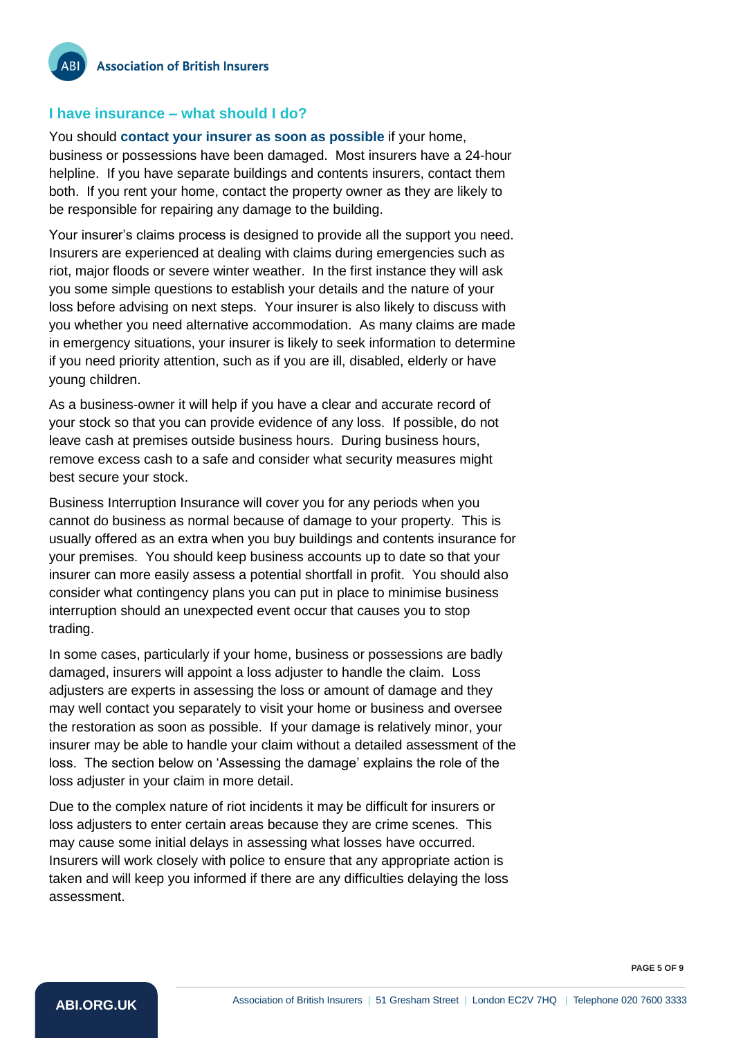## I have insurance – what should I do?

You should **contact your insurer as soon as possible** if your home, business or possessions have been damaged. Most insurers have a 24-hour helpline. If you have separate buildings and contents insurers, contact them both. If you rent your home, contact the property owner as they are likely to be responsible for repairing any damage to the building.

Your insurer's claims process is designed to provide all the support you need. Insurers are experienced at dealing with claims during emergencies such as riot, major floods or severe winter weather. In the first instance they will ask you some simple questions to establish your details and the nature of your loss before advising on next steps. Your insurer is also likely to discuss with you whether you need alternative accommodation. As many claims are made in emergency situations, your insurer is likely to seek information to determine if you need priority attention, such as if you are ill, disabled, elderly or have young children.

As a business-owner it will help if you have a clear and accurate record of your stock so that you can provide evidence of any loss. If possible, do not leave cash at premises outside business hours. During business hours, remove excess cash to a safe and consider what security measures might best secure your stock.

Business Interruption Insurance will cover you for any periods when you cannot do business as normal because of damage to your property. This is usually offered as an extra when you buy buildings and contents insurance for your premises. You should keep business accounts up to date so that your insurer can more easily assess a potential shortfall in profit. You should also consider what contingency plans you can put in place to minimise business interruption should an unexpected event occur that causes you to stop trading.

In some cases, particularly if your home, business or possessions are badly damaged, insurers will appoint a loss adjuster to handle the claim. Loss adjusters are experts in assessing the loss or amount of damage and they may well contact you separately to visit your home or business and oversee the restoration as soon as possible. If your damage is relatively minor, your insurer may be able to handle your claim without a detailed assessment of the loss. The section below on 'Assessing the damage' explains the role of the loss adjuster in your claim in more detail.

Due to the complex nature of riot incidents it may be difficult for insurers or loss adjusters to enter certain areas because they are crime scenes. This may cause some initial delays in assessing what losses have occurred. Insurers will work closely with police to ensure that any appropriate action is taken and will keep you informed if there are any difficulties delaying the loss assessment.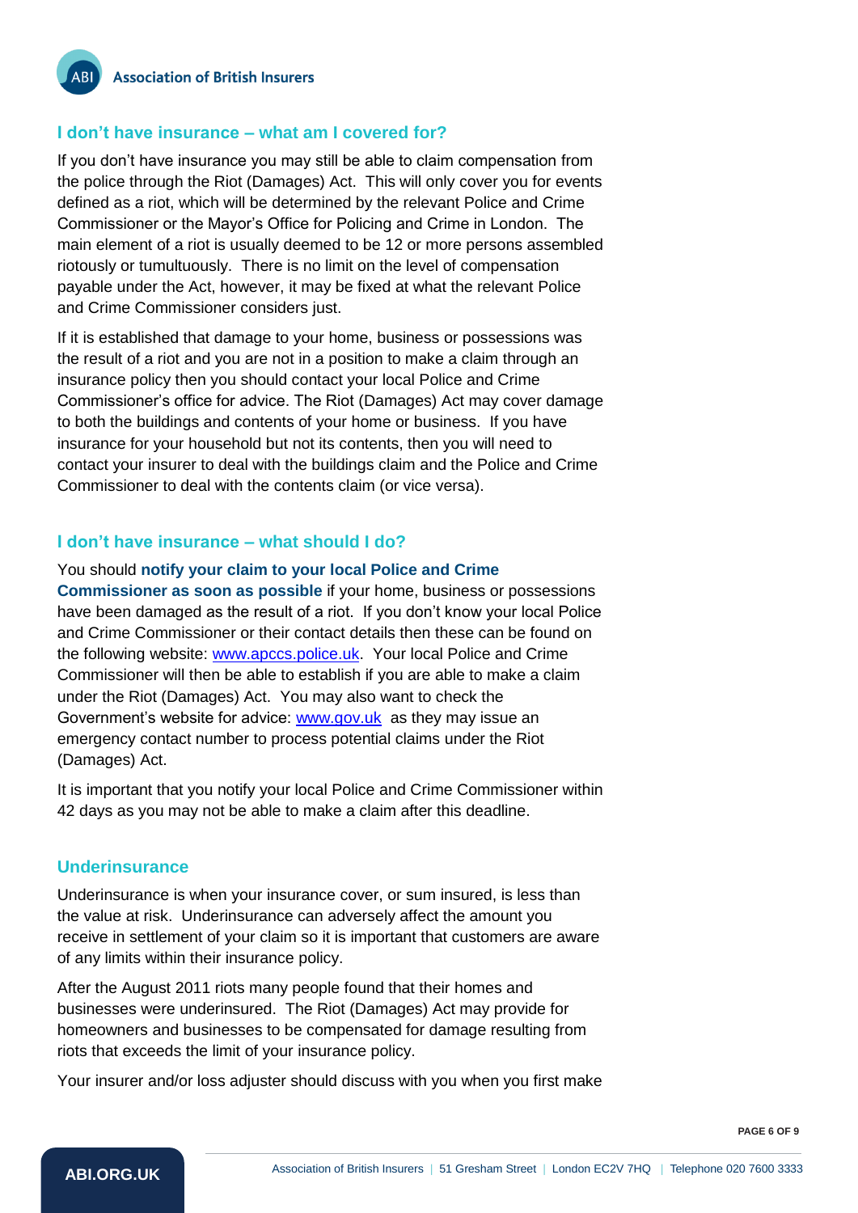## I don't have insurance – what am I covered for?

If you don't have insurance you may still be able to claim compensation from the police through the Riot (Damages) Act. This will only cover you for events defined as a riot, which will be determined by the relevant Police and Crime Commissioner or the Mayor's Office for Policing and Crime in London. The main element of a riot is usually deemed to be 12 or more persons assembled riotously or tumultuously. There is no limit on the level of compensation payable under the Act, however, it may be fixed at what the relevant Police and Crime Commissioner considers just.

If it is established that damage to your home, business or possessions was the result of a riot and you are not in a position to make a claim through an insurance policy then you should contact your local Police and Crime Commissioner's office for advice. The Riot (Damages) Act may cover damage to both the buildings and contents of your home or business. If you have insurance for your household but not its contents, then you will need to contact your insurer to deal with the buildings claim and the Police and Crime Commissioner to deal with the contents claim (or vice versa).

## I don't have insurance – what should I do?

You should **notify your claim to your local Police and Crime Commissioner as soon as possible** if your home, business or possessions have been damaged as the result of a riot. If you don't know your local Police and Crime Commissioner or their contact details then these can be found on the following website: [www.apccs.police.uk](http://www.apccs.police.uk). Your local Police and Crime Commissioner will then be able to establish if you are able to make a claim under the Riot (Damages) Act. You may also want to check the Government's website for advice: [www.gov.uk](http://www.gov.uk) as they may issue an emergency contact number to process potential claims under the Riot (Damages) Act.

It is important that you notify your local Police and Crime Commissioner within 42 days as you may not be able to make a claim after this deadline.

## Underinsurance

Underinsurance is when your insurance cover, or sum insured, is less than the value at risk. Underinsurance can adversely affect the amount you receive in settlement of your claim so it is important that customers are aware of any limits within their insurance policy.

After the August 2011 riots many people found that their homes and businesses were underinsured. The Riot (Damages) Act may provide for homeowners and businesses to be compensated for damage resulting from riots that exceeds the limit of your insurance policy.

Your insurer and/or loss adjuster should discuss with you when you first make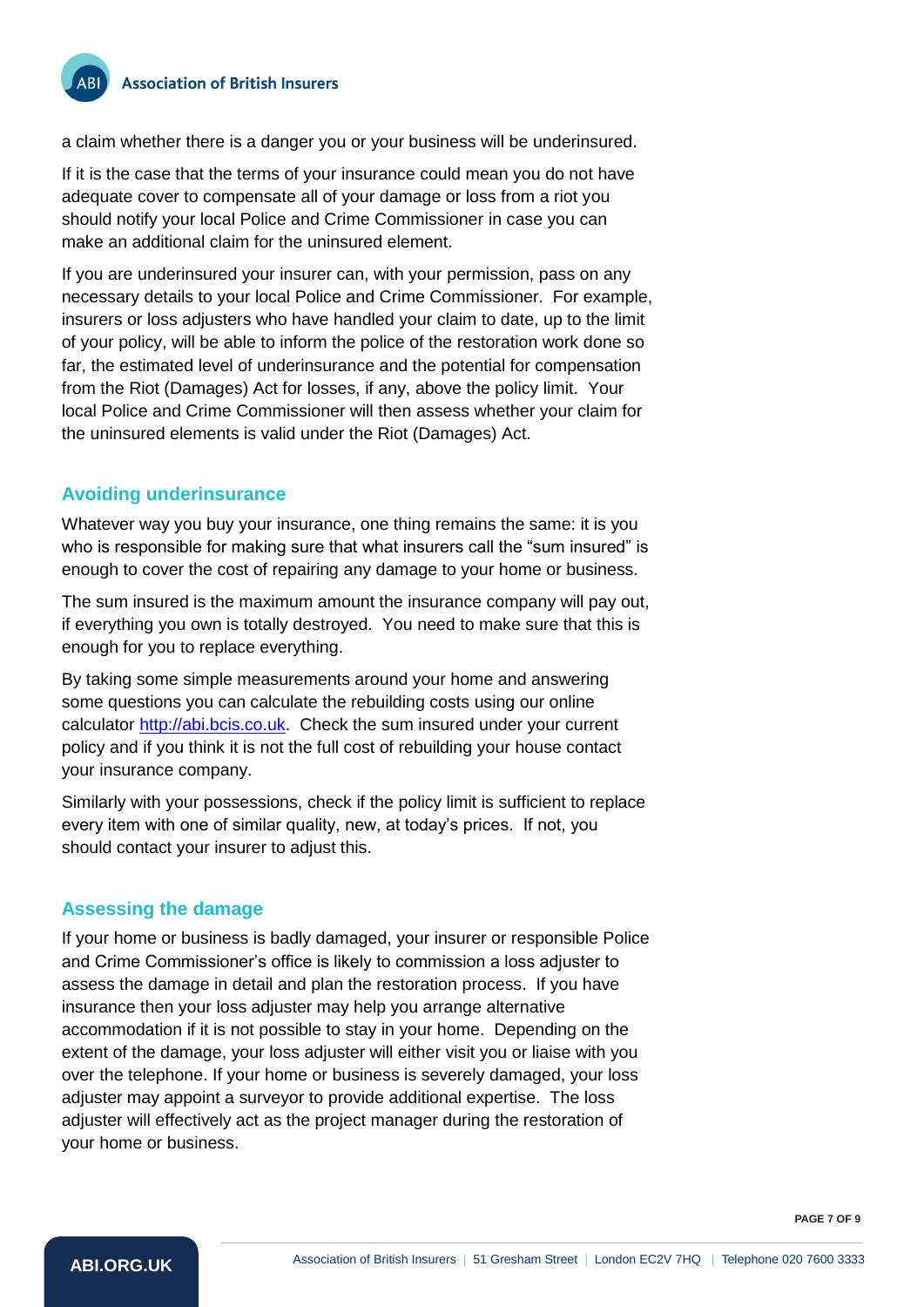a claim whether there is a danger you or your business will be underinsured.

If it is the case that the terms of your insurance could mean you do not have adequate cover to compensate all of your damage or loss from a riot you should notify your local Police and Crime Commissioner in case you can make an additional claim for the uninsured element.

If you are underinsured your insurer can, with your permission, pass on any necessary details to your local Police and Crime Commissioner. For example, insurers or loss adjusters who have handled your claim to date, up to the limit of your policy, will be able to inform the police of the restoration work done so far, the estimated level of underinsurance and the potential for compensation from the Riot (Damages) Act for losses, if any, above the policy limit. Your local Police and Crime Commissioner will then assess whether your claim for the uninsured elements is valid under the Riot (Damages) Act.

## Avoiding underinsurance

Whatever way you buy your insurance, one thing remains the same: it is you who is responsible for making sure that what insurers call the "sum insured" is enough to cover the cost of repairing any damage to your home or business.

The sum insured is the maximum amount the insurance company will pay out, if everything you own is totally destroyed. You need to make sure that this is enough for you to replace everything.

By taking some simple measurements around your home and answering some questions you can calculate the rebuilding costs using our online calculator http://abi.bcis.co.uk. Check the sum insured under your current policy and if you think it is not the full cost of rebuilding your house contact your insurance company.

Similarly with your possessions, check if the policy limit is sufficient to replace every item with one of similar quality, new, at today's prices. If not, you should contact your insurer to adjust this.

## Assessing the damage

If your home or business is badly damaged, your insurer or responsible Police and Crime Commissioner's office is likely to commission a loss adjuster to assess the damage in detail and plan the restoration process. If you have insurance then your loss adjuster may help you arrange alternative accommodation if it is not possible to stay in your home. Depending on the extent of the damage, your loss adjuster will either visit you or liaise with you over the telephone. If your home or business is severely damaged, your loss adjuster may appoint a surveyor to provide additional expertise. The loss adjuster will effectively act as the project manager during the restoration of your home or business.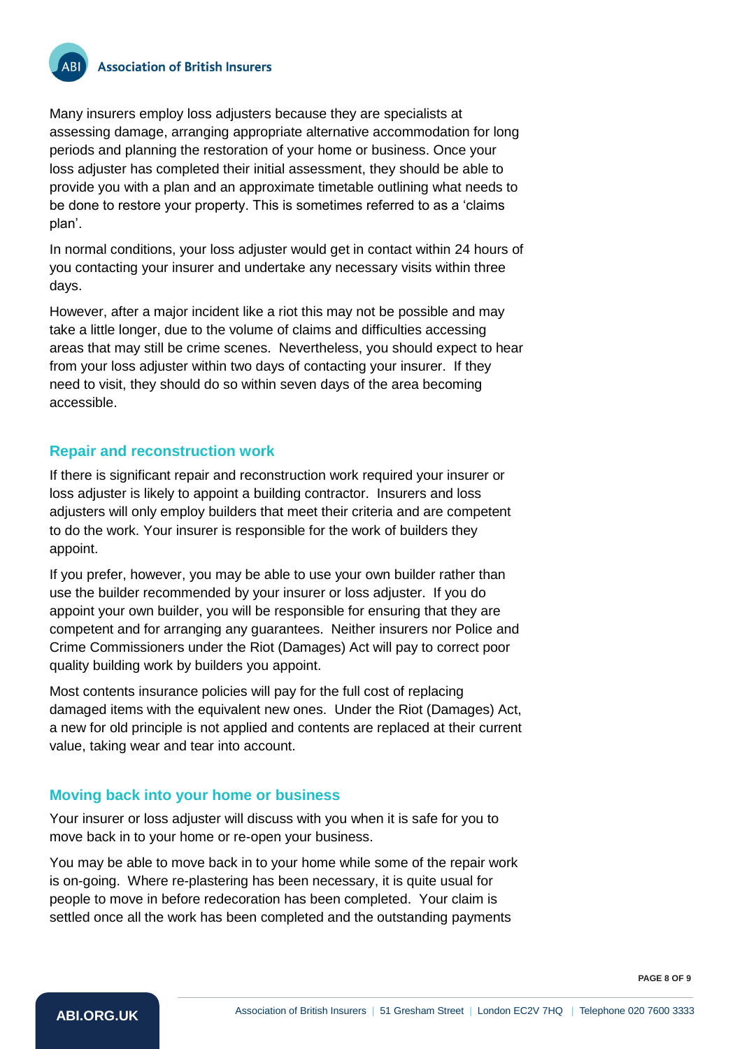Many insurers employ loss adjusters because they are specialists at assessing damage, arranging appropriate alternative accommodation for long periods and planning the restoration of your home or business. Once your loss adjuster has completed their initial assessment, they should be able to provide you with a plan and an approximate timetable outlining what needs to be done to restore your property. This is sometimes referred to as a 'claims plan'.

In normal conditions, your loss adjuster would get in contact within 24 hours of you contacting your insurer and undertake any necessary visits within three days.

However, after a major incident like a riot this may not be possible and may take a little longer, due to the volume of claims and difficulties accessing areas that may still be crime scenes. Nevertheless, you should expect to hear from your loss adjuster within two days of contacting your insurer. If they need to visit, they should do so within seven days of the area becoming accessible.

## Repair and reconstruction work

If there is significant repair and reconstruction work required your insurer or loss adjuster is likely to appoint a building contractor. Insurers and loss adjusters will only employ builders that meet their criteria and are competent to do the work. Your insurer is responsible for the work of builders they appoint.

If you prefer, however, you may be able to use your own builder rather than use the builder recommended by your insurer or loss adjuster. If you do appoint your own builder, you will be responsible for ensuring that they are competent and for arranging any guarantees. Neither insurers nor Police and Crime Commissioners under the Riot (Damages) Act will pay to correct poor quality building work by builders you appoint.

Most contents insurance policies will pay for the full cost of replacing damaged items with the equivalent new ones. Under the Riot (Damages) Act, a new for old principle is not applied and contents are replaced at their current value, taking wear and tear into account.

## Moving back into your home or business

Your insurer or loss adjuster will discuss with you when it is safe for you to move back in to your home or re-open your business.

You may be able to move back in to your home while some of the repair work is on-going. Where re-plastering has been necessary, it is quite usual for people to move in before redecoration has been completed. Your claim is settled once all the work has been completed and the outstanding payments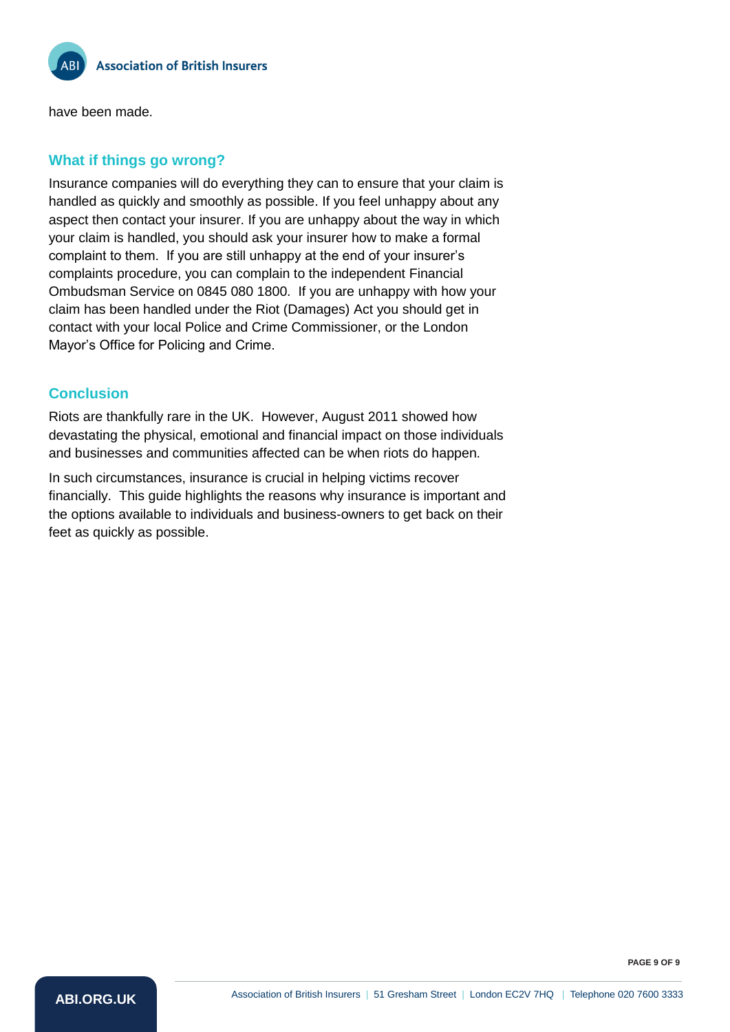have been made.

## What if things go wrong?

Insurance companies will do everything they can to ensure that your claim is handled as quickly and smoothly as possible. If you feel unhappy about any aspect then contact your insurer. If you are unhappy about the way in which your claim is handled, you should ask your insurer how to make a formal complaint to them. If you are still unhappy at the end of your insurer's complaints procedure, you can complain to the independent Financial Ombudsman Service on 0845 080 1800. If you are unhappy with how your claim has been handled under the Riot (Damages) Act you should get in contact with your local Police and Crime Commissioner, or the London Mayor's Office for Policing and Crime.

## Conclusion

Riots are thankfully rare in the UK. However, August 2011 showed how devastating the physical, emotional and financial impact on those individuals and businesses and communities affected can be when riots do happen.

In such circumstances, insurance is crucial in helping victims recover financially. This guide highlights the reasons why insurance is important and the options available to individuals and business-owners to get back on their feet as quickly as possible.